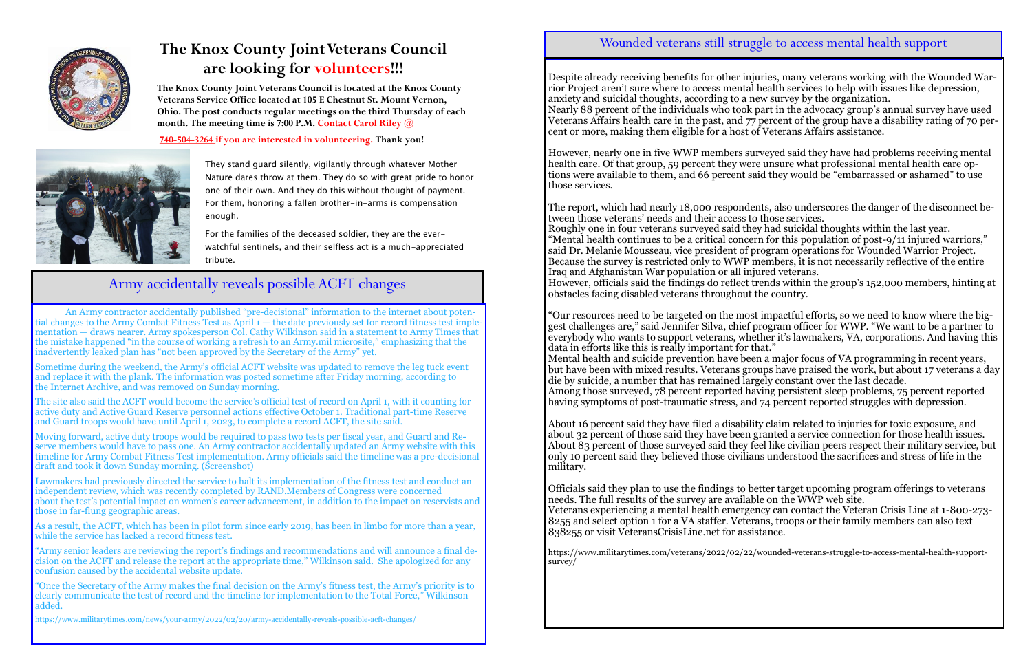## The Knox County Joint Veterans Council are looking for volunteers!!!

**The Knox County Joint Veterans Council is located at the Knox County Veterans Service Office located at 105 E Chestnut St. Mount Vernon, Ohio. The post conducts regular meetings on the third Thursday of each month. The meeting time is 7:00 P.M. Contact Carol Riley @ 740-504-3264 if you are interested in volunteering. Thank you!**

They stand guard silently, vigilantly through whatever Mother Nature dares throw at them. They do so with great pride to honor one of their own. And they do this without thought of payment. For them, honoring a fallen brother-in-arms is compensation enough.

For the families of the deceased soldier, they are the ever-watchful sentinels, and their selfless act is a much-appreciated tribute.

## Army accidentally reveals possible ACFT changes

An Army contractor accidentally published "pre-decisional" information to the internet about potential changes to the Army Combat Fitness Test as April 1 — the date previously set for record fitness test implementation — draws nearer. Army spokesperson Col. Cathy Wilkinson said in a statement to Army Times that the mistake happened "in the course of working a refresh to an Army.mil microsite," emphasizing that the inadvertently leaked plan has "not been approved by the Secretary of the Army" yet.

Sometime during the weekend, the Army's official ACFT website was updated to remove the leg tuck event and replace it with the plank. The information was posted sometime after Friday morning, according to the Internet Archive, and was removed on Sunday morning.

The site also said the ACFT would become the service's official test of record on April 1, with it counting for active duty and Active Guard Reserve personnel actions effective October 1. Traditional part-time Reserve and Guard troops would have until April 1, 2023, to complete a record ACFT, the site said.

Moving forward, active duty troops would be required to pass two tests per fiscal year, and Guard and Reserve members would have to pass one. An Army contractor accidentally updated an Army website with this timeline for Army Combat Fitness Test implementation. Army officials said the timeline was a pre-decisional draft and took it down Sunday morning. (Screenshot)

Lawmakers had previously directed the service to halt its implementation of the fitness test and conduct an independent review, which was recently completed by RAND.Members of Congress were concerned about the test's potential impact on women's career advancement, in addition to the impact on reservists and those in far-flung geographic areas.

As a result, the ACFT, which has been in pilot form since early 2019, has been in limbo for more than a year, while the service has lacked a record fitness test.

"Army senior leaders are reviewing the report's findings and recommendations and will announce a final decision on the ACFT and release the report at the appropriate time," Wilkinson said. She apologized for any confusion caused by the accidental website update.

"Once the Secretary of the Army makes the final decision on the Army's fitness test, the Army's priority is to clearly communicate the test of record and the timeline for implementation to the Total Force," Wilkinson added.

https://www.militarytimes.com/news/your-army/2022/02/20/army-accidentally-reveals-possible-acft-changes/

## Wounded veterans still struggle to access mental health support

Despite already receiving benefits for other injuries, many veterans working with the Wounded Warrior Project aren't sure where to access mental health services to help with issues like depression, anxiety and suicidal thoughts, according to a new survey by the organization.
Nearly 88 percent of the individuals who took part in the advocacy group's annual survey have used Veterans Affairs health care in the past, and 77 percent of the group have a disability rating of 70 percent or more, making them eligible for a host of Veterans Affairs assistance.

However, nearly one in five WWP members surveyed said they have had problems receiving mental health care. Of that group, 59 percent they were unsure what professional mental health care options were available to them, and 66 percent said they would be "embarrassed or ashamed" to use those services.

The report, which had nearly 18,000 respondents, also underscores the danger of the disconnect between those veterans' needs and their access to those services.
Roughly one in four veterans surveyed said they had suicidal thoughts within the last year.
"Mental health continues to be a critical concern for this population of post-9/11 injured warriors," said Dr. Melanie Mousseau, vice president of program operations for Wounded Warrior Project.
Because the survey is restricted only to WWP members, it is not necessarily reflective of the entire Iraq and Afghanistan War population or all injured veterans.
However, officials said the findings do reflect trends within the group's 152,000 members, hinting at obstacles facing disabled veterans throughout the country.

"Our resources need to be targeted on the most impactful efforts, so we need to know where the biggest challenges are," said Jennifer Silva, chief program officer for WWP. "We want to be a partner to everybody who wants to support veterans, whether it's lawmakers, VA, corporations. And having this data in efforts like this is really important for that."
Mental health and suicide prevention have been a major focus of VA programming in recent years, but have been with mixed results. Veterans groups have praised the work, but about 17 veterans a day die by suicide, a number that has remained largely constant over the last decade.
Among those surveyed, 78 percent reported having persistent sleep problems, 75 percent reported having symptoms of post-traumatic stress, and 74 percent reported struggles with depression.

About 16 percent said they have filed a disability claim related to injuries for toxic exposure, and about 32 percent of those said they have been granted a service connection for those health issues. About 83 percent of those surveyed said they feel like civilian peers respect their military service, but only 10 percent said they believed those civilians understood the sacrifices and stress of life in the military.

Officials said they plan to use the findings to better target upcoming program offerings to veterans needs. The full results of the survey are available on the WWP web site.
Veterans experiencing a mental health emergency can contact the Veteran Crisis Line at 1-800-273-8255 and select option 1 for a VA staffer. Veterans, troops or their family members can also text 838255 or visit VeteransCrisisLine.net for assistance.

https://www.militarytimes.com/veterans/2022/02/22/wounded-veterans-struggle-to-access-mental-health-support-survey/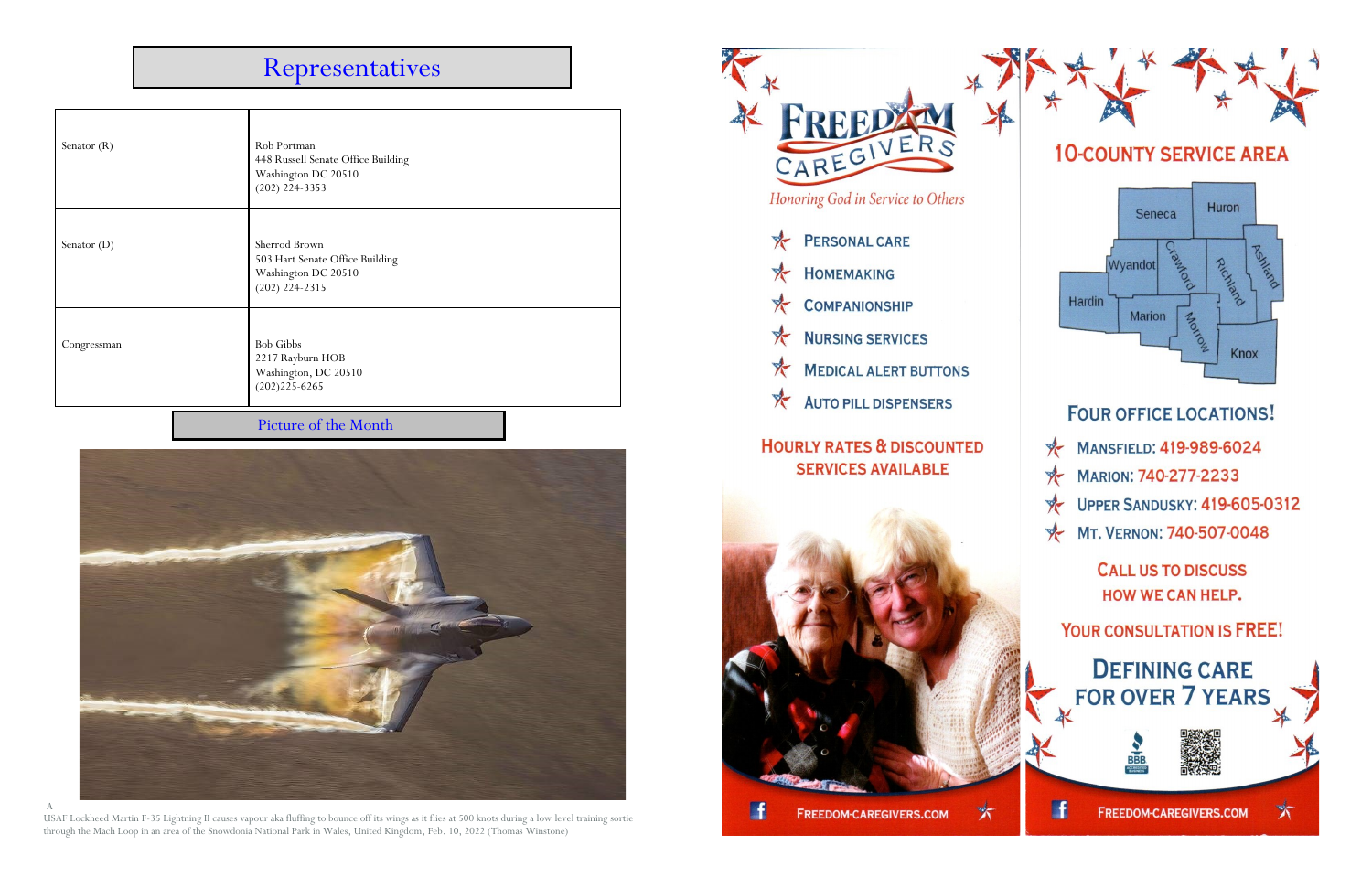# Representatives

| | |
|---|---|
| Senator (R) | Rob Portman<br>448 Russell Senate Office Building<br>Washington DC 20510<br>(202) 224-3353 |
| Senator (D) | Sherrod Brown<br>503 Hart Senate Office Building<br>Washington DC 20510<br>(202) 224-2315 |
| Congressman | Bob Gibbs<br>2217 Rayburn HOB<br>Washington, DC 20510<br>(202)225-6265 |

## Picture of the Month

A
USAF Lockheed Martin F-35 Lightning II causes vapour aka fluffing to bounce off its wings as it flies at 500 knots during a low level training sortie through the Mach Loop in an area of the Snowdonia National Park in Wales, United Kingdom, Feb. 10, 2022 (Thomas Winstone)

# FREEDOM CAREGIVERS

*Honoring God in Service to Others*

- PERSONAL CARE
- HOMEMAKING
- COMPANIONSHIP
- NURSING SERVICES
- MEDICAL ALERT BUTTONS
- AUTO PILL DISPENSERS

**HOURLY RATES & DISCOUNTED SERVICES AVAILABLE**

FREEDOM-CAREGIVERS.COM

## 10-COUNTY SERVICE AREA

Seneca, Huron, Wyandot, Crawford, Richland, Ashland, Hardin, Marion, Morrow, Knox

## FOUR OFFICE LOCATIONS!

- MANSFIELD: 419-989-6024
- MARION: 740-277-2233
- UPPER SANDUSKY: 419-605-0312
- MT. VERNON: 740-507-0048

**CALL US TO DISCUSS HOW WE CAN HELP.**

**YOUR CONSULTATION IS FREE!**

## DEFINING CARE FOR OVER 7 YEARS

FREEDOM-CAREGIVERS.COM